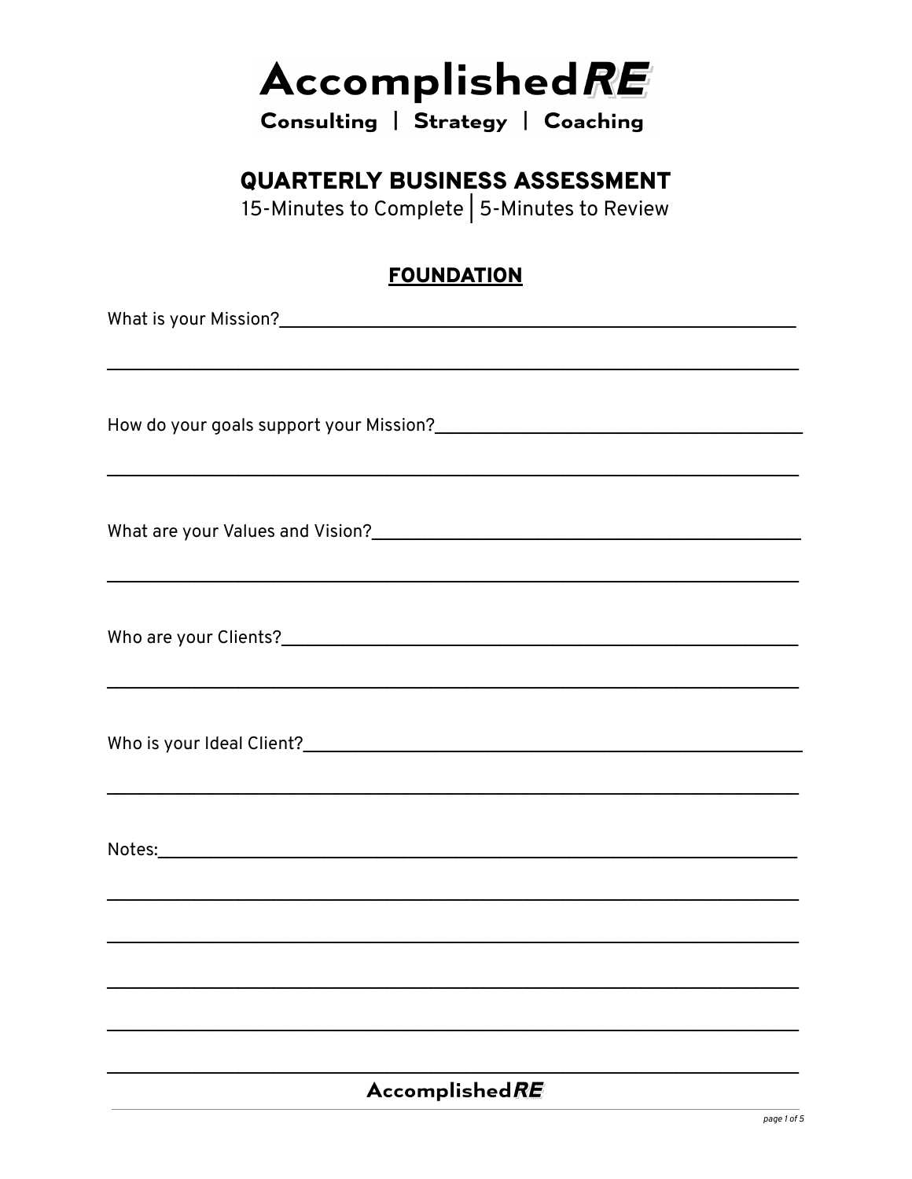# AccomplishedRE

**Consulting | Strategy | Coaching**

## QUARTERLY BUSINESS ASSESSMENT

15-Minutes to Complete | 5-Minutes to Review

### FOUNDATION

What is your Mission?_______________________________________________

_______________________________________________________________

How do your goals support your Mission?_______________________________

_______________________________________________________________

What are your Values and Vision?____________________________________

_______________________________________________________________

Who are your Clients?_____________________________________________

_______________________________________________________________

Who is your Ideal Client?___________________________________________

_______________________________________________________________

Notes:_________________________________________________________

_______________________________________________________________

_______________________________________________________________

_______________________________________________________________

_______________________________________________________________

_______________________________________________________________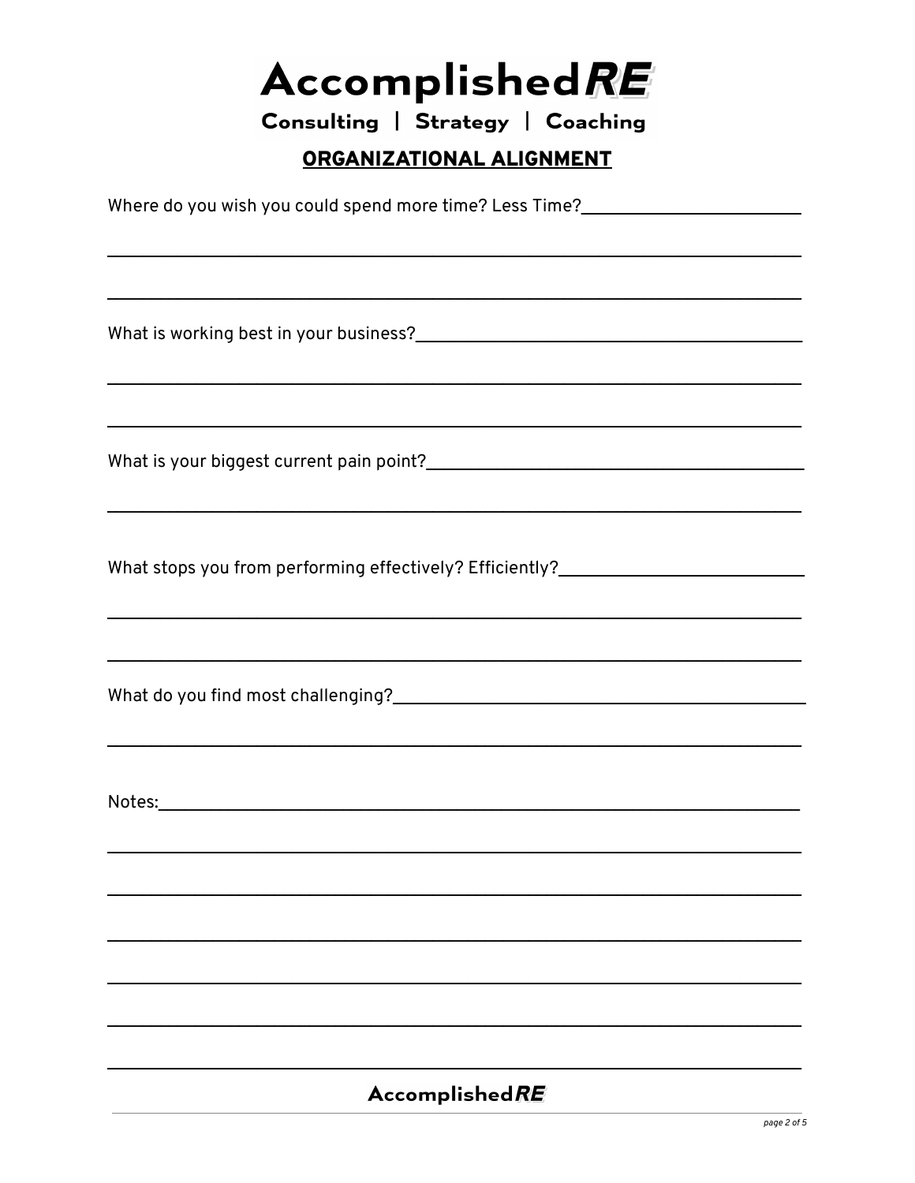# AccomplishedRE

**Consulting | Strategy | Coaching**

## ORGANIZATIONAL ALIGNMENT

Where do you wish you could spend more time? Less Time?________________________

_________________________________________________________________________

_________________________________________________________________________

What is working best in your business?_____________________________________

_________________________________________________________________________

_________________________________________________________________________

What is your biggest current pain point?____________________________________

_________________________________________________________________________

What stops you from performing effectively? Efficiently?_______________________

_________________________________________________________________________

_________________________________________________________________________

What do you find most challenging?________________________________________

_________________________________________________________________________

Notes:____________________________________________________________________

_________________________________________________________________________

_________________________________________________________________________

_________________________________________________________________________

_________________________________________________________________________

_________________________________________________________________________

_________________________________________________________________________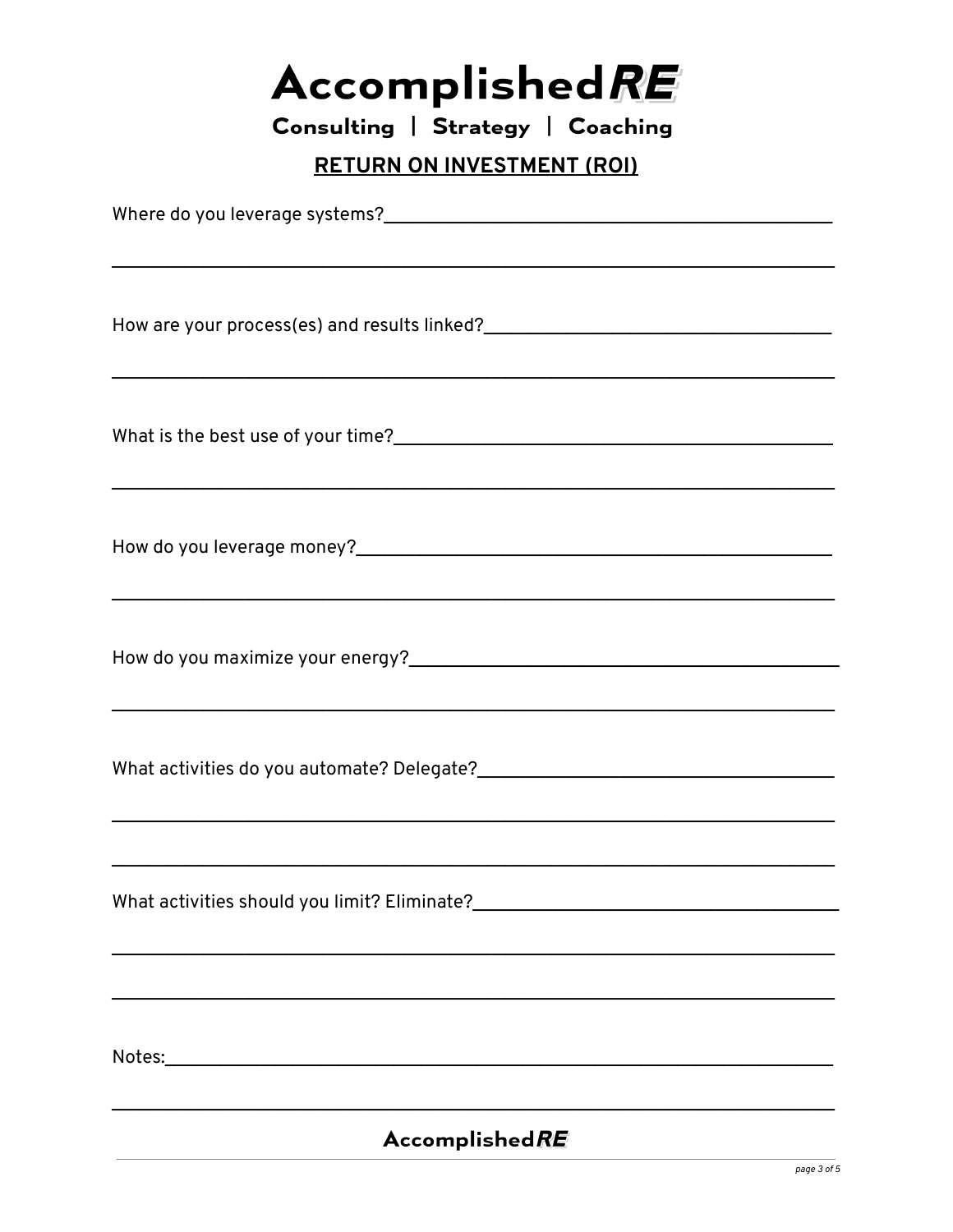# AccomplishedRE

**Consulting | Strategy | Coaching**

## RETURN ON INVESTMENT (ROI)

Where do you leverage systems?\_\_\_\_\_\_\_\_\_\_\_\_\_\_\_\_\_\_\_\_\_\_\_\_\_\_\_\_\_\_\_\_\_\_\_\_\_\_\_\_\_\_\_\_

\_\_\_\_\_\_\_\_\_\_\_\_\_\_\_\_\_\_\_\_\_\_\_\_\_\_\_\_\_\_\_\_\_\_\_\_\_\_\_\_\_\_\_\_\_\_\_\_\_\_\_\_\_\_\_\_\_\_\_\_\_\_\_\_\_\_\_\_\_\_

How are your process(es) and results linked?\_\_\_\_\_\_\_\_\_\_\_\_\_\_\_\_\_\_\_\_\_\_\_\_\_\_\_\_\_\_\_\_\_\_

\_\_\_\_\_\_\_\_\_\_\_\_\_\_\_\_\_\_\_\_\_\_\_\_\_\_\_\_\_\_\_\_\_\_\_\_\_\_\_\_\_\_\_\_\_\_\_\_\_\_\_\_\_\_\_\_\_\_\_\_\_\_\_\_\_\_\_\_\_\_

What is the best use of your time?\_\_\_\_\_\_\_\_\_\_\_\_\_\_\_\_\_\_\_\_\_\_\_\_\_\_\_\_\_\_\_\_\_\_\_\_\_\_\_\_\_\_

\_\_\_\_\_\_\_\_\_\_\_\_\_\_\_\_\_\_\_\_\_\_\_\_\_\_\_\_\_\_\_\_\_\_\_\_\_\_\_\_\_\_\_\_\_\_\_\_\_\_\_\_\_\_\_\_\_\_\_\_\_\_\_\_\_\_\_\_\_\_

How do you leverage money?\_\_\_\_\_\_\_\_\_\_\_\_\_\_\_\_\_\_\_\_\_\_\_\_\_\_\_\_\_\_\_\_\_\_\_\_\_\_\_\_\_\_\_\_\_\_\_

\_\_\_\_\_\_\_\_\_\_\_\_\_\_\_\_\_\_\_\_\_\_\_\_\_\_\_\_\_\_\_\_\_\_\_\_\_\_\_\_\_\_\_\_\_\_\_\_\_\_\_\_\_\_\_\_\_\_\_\_\_\_\_\_\_\_\_\_\_\_

How do you maximize your energy?\_\_\_\_\_\_\_\_\_\_\_\_\_\_\_\_\_\_\_\_\_\_\_\_\_\_\_\_\_\_\_\_\_\_\_\_\_\_\_\_\_\_

\_\_\_\_\_\_\_\_\_\_\_\_\_\_\_\_\_\_\_\_\_\_\_\_\_\_\_\_\_\_\_\_\_\_\_\_\_\_\_\_\_\_\_\_\_\_\_\_\_\_\_\_\_\_\_\_\_\_\_\_\_\_\_\_\_\_\_\_\_\_

What activities do you automate? Delegate?\_\_\_\_\_\_\_\_\_\_\_\_\_\_\_\_\_\_\_\_\_\_\_\_\_\_\_\_\_\_\_\_\_\_\_

\_\_\_\_\_\_\_\_\_\_\_\_\_\_\_\_\_\_\_\_\_\_\_\_\_\_\_\_\_\_\_\_\_\_\_\_\_\_\_\_\_\_\_\_\_\_\_\_\_\_\_\_\_\_\_\_\_\_\_\_\_\_\_\_\_\_\_\_\_\_

\_\_\_\_\_\_\_\_\_\_\_\_\_\_\_\_\_\_\_\_\_\_\_\_\_\_\_\_\_\_\_\_\_\_\_\_\_\_\_\_\_\_\_\_\_\_\_\_\_\_\_\_\_\_\_\_\_\_\_\_\_\_\_\_\_\_\_\_\_\_

What activities should you limit? Eliminate?\_\_\_\_\_\_\_\_\_\_\_\_\_\_\_\_\_\_\_\_\_\_\_\_\_\_\_\_\_\_\_\_\_\_\_

\_\_\_\_\_\_\_\_\_\_\_\_\_\_\_\_\_\_\_\_\_\_\_\_\_\_\_\_\_\_\_\_\_\_\_\_\_\_\_\_\_\_\_\_\_\_\_\_\_\_\_\_\_\_\_\_\_\_\_\_\_\_\_\_\_\_\_\_\_\_

\_\_\_\_\_\_\_\_\_\_\_\_\_\_\_\_\_\_\_\_\_\_\_\_\_\_\_\_\_\_\_\_\_\_\_\_\_\_\_\_\_\_\_\_\_\_\_\_\_\_\_\_\_\_\_\_\_\_\_\_\_\_\_\_\_\_\_\_\_\_

Notes:\_\_\_\_\_\_\_\_\_\_\_\_\_\_\_\_\_\_\_\_\_\_\_\_\_\_\_\_\_\_\_\_\_\_\_\_\_\_\_\_\_\_\_\_\_\_\_\_\_\_\_\_\_\_\_\_\_\_\_\_\_\_\_\_

\_\_\_\_\_\_\_\_\_\_\_\_\_\_\_\_\_\_\_\_\_\_\_\_\_\_\_\_\_\_\_\_\_\_\_\_\_\_\_\_\_\_\_\_\_\_\_\_\_\_\_\_\_\_\_\_\_\_\_\_\_\_\_\_\_\_\_\_\_\_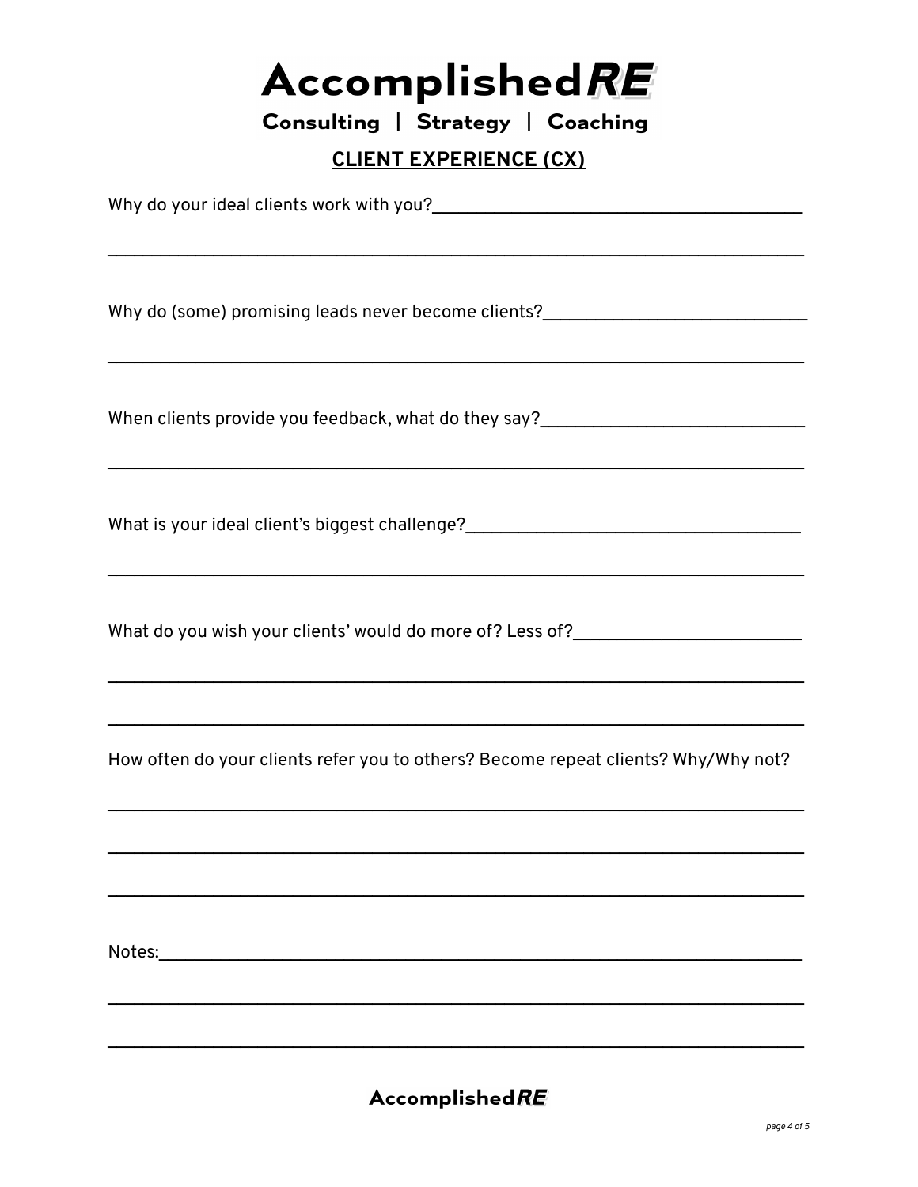# AccomplishedRE

**Consulting | Strategy | Coaching**

## CLIENT EXPERIENCE (CX)

Why do your ideal clients work with you?________________________________________

________________________________________________________________________________

Why do (some) promising leads never become clients?____________________________

________________________________________________________________________________

When clients provide you feedback, what do they say?____________________________

________________________________________________________________________________

What is your ideal client's biggest challenge?____________________________________

________________________________________________________________________________

What do you wish your clients' would do more of? Less of?________________________

________________________________________________________________________________

________________________________________________________________________________

How often do your clients refer you to others? Become repeat clients? Why/Why not?

________________________________________________________________________________

________________________________________________________________________________

________________________________________________________________________________

Notes:__________________________________________________________________________

________________________________________________________________________________

________________________________________________________________________________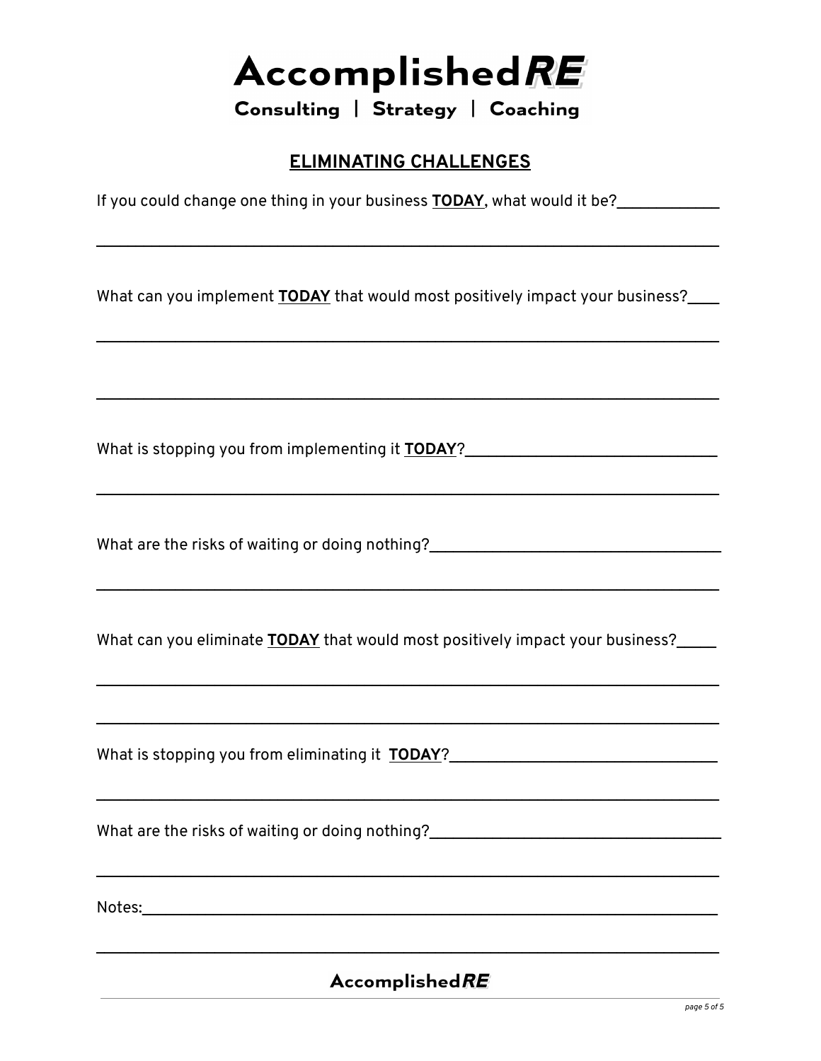# AccomplishedRE

**Consulting | Strategy | Coaching**

## ELIMINATING CHALLENGES

If you could change one thing in your business **TODAY**, what would it be?____________

______________________________________________________________________

What can you implement **TODAY** that would most positively impact your business?____

______________________________________________________________________

______________________________________________________________________

What is stopping you from implementing it **TODAY**?______________________________

______________________________________________________________________

What are the risks of waiting or doing nothing?___________________________________

______________________________________________________________________

What can you eliminate **TODAY** that would most positively impact your business?_____

______________________________________________________________________

______________________________________________________________________

What is stopping you from eliminating it **TODAY**?_______________________________

______________________________________________________________________

What are the risks of waiting or doing nothing?___________________________________

______________________________________________________________________

Notes:________________________________________________________________

______________________________________________________________________